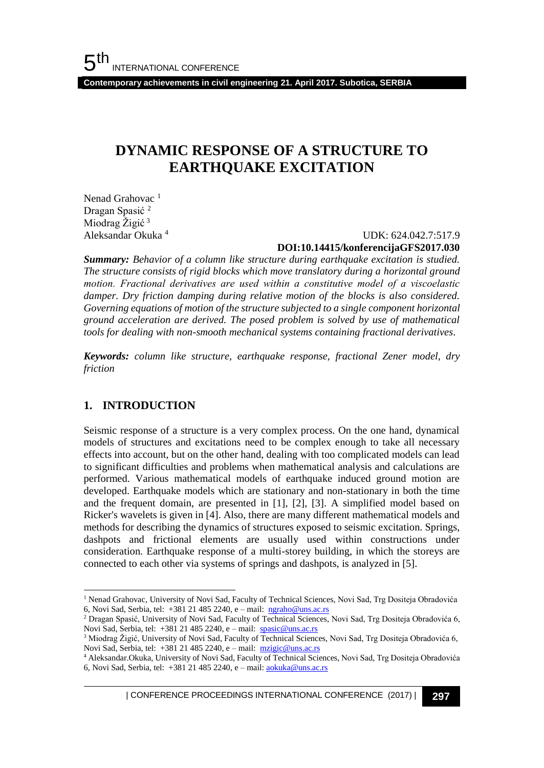# DYNAMIC RESPONSE OF A STRUCTURE TO EARTHQUAKE EXCITATION

Nenad Grahovac [1]
Dragan Spasić [2]
Miodrag Žigić [3]
Aleksandar Okuka [4]

UDK: 624.042.7:517.9
**DOI:10.14415/konferencijaGFS2017.030**

***Summary:*** *Behavior of a column like structure during earthquake excitation is studied. The structure consists of rigid blocks which move translatory during a horizontal ground motion. Fractional derivatives are used within a constitutive model of a viscoelastic damper. Dry friction damping during relative motion of the blocks is also considered. Governing equations of motion of the structure subjected to a single component horizontal ground acceleration are derived. The posed problem is solved by use of mathematical tools for dealing with non-smooth mechanical systems containing fractional derivatives.*

***Keywords:*** *column like structure, earthquake response, fractional Zener model, dry friction*

## 1. INTRODUCTION

Seismic response of a structure is a very complex process. On the one hand, dynamical models of structures and excitations need to be complex enough to take all necessary effects into account, but on the other hand, dealing with too complicated models can lead to significant difficulties and problems when mathematical analysis and calculations are performed. Various mathematical models of earthquake induced ground motion are developed. Earthquake models which are stationary and non-stationary in both the time and the frequent domain, are presented in [1], [2], [3]. A simplified model based on Ricker's wavelets is given in [4]. Also, there are many different mathematical models and methods for describing the dynamics of structures exposed to seismic excitation. Springs, dashpots and frictional elements are usually used within constructions under consideration. Earthquake response of a multi-storey building, in which the storeys are connected to each other via systems of springs and dashpots, is analyzed in [5].

---

[1] Nenad Grahovac, University of Novi Sad, Faculty of Technical Sciences, Novi Sad, Trg Dositeja Obradovića 6, Novi Sad, Serbia, tel: +381 21 485 2240, e – mail: ngraho@uns.ac.rs

[2] Dragan Spasić, University of Novi Sad, Faculty of Technical Sciences, Novi Sad, Trg Dositeja Obradovića 6, Novi Sad, Serbia, tel: +381 21 485 2240, e – mail: spasic@uns.ac.rs

[3] Miodrag Žigić, University of Novi Sad, Faculty of Technical Sciences, Novi Sad, Trg Dositeja Obradovića 6, Novi Sad, Serbia, tel: +381 21 485 2240, e – mail: mzigic@uns.ac.rs

[4] Aleksandar.Okuka, University of Novi Sad, Faculty of Technical Sciences, Novi Sad, Trg Dositeja Obradovića 6, Novi Sad, Serbia, tel: +381 21 485 2240, e – mail: aokuka@uns.ac.rs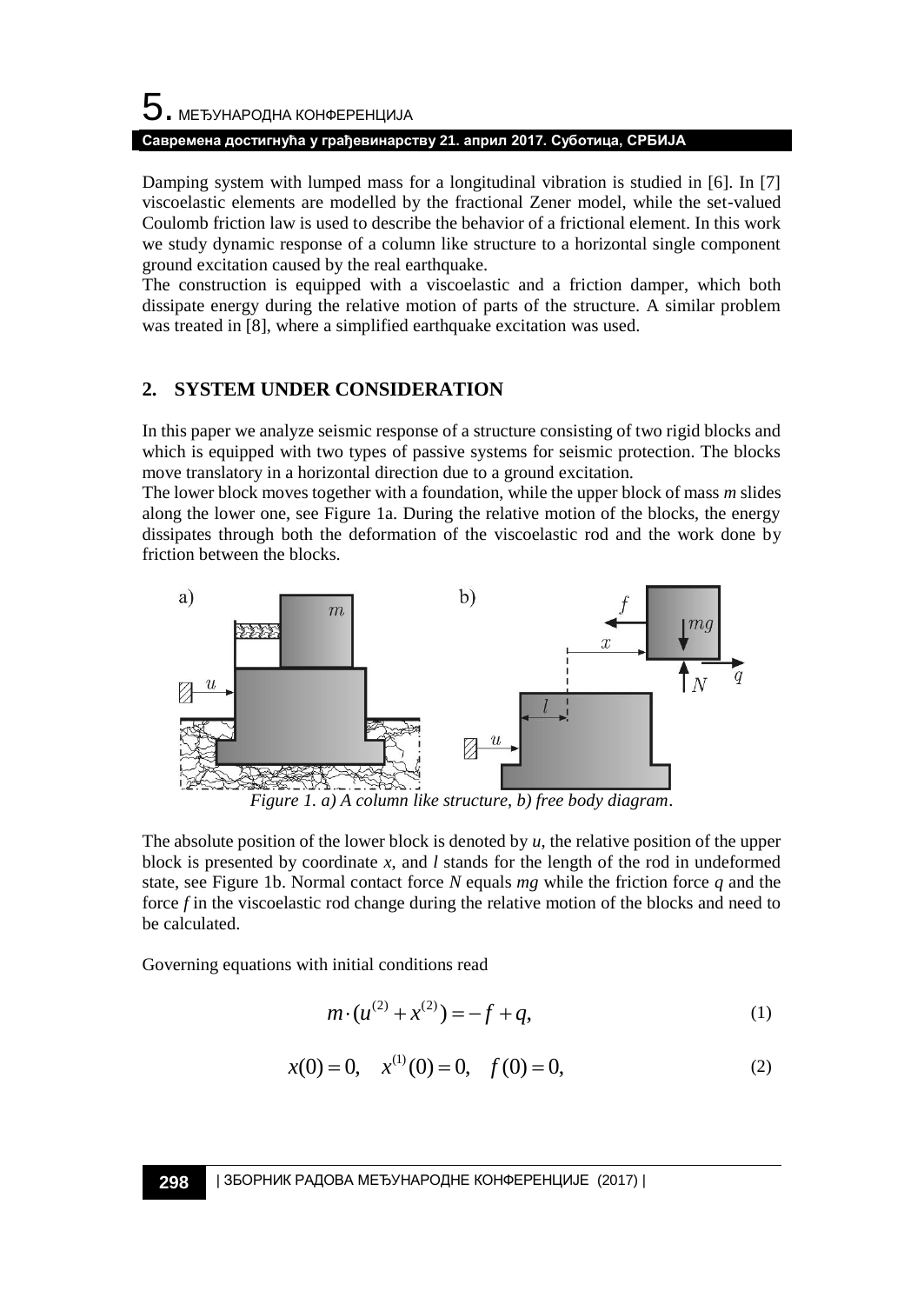Damping system with lumped mass for a longitudinal vibration is studied in [6]. In [7] viscoelastic elements are modelled by the fractional Zener model, while the set-valued Coulomb friction law is used to describe the behavior of a frictional element. In this work we study dynamic response of a column like structure to a horizontal single component ground excitation caused by the real earthquake.

The construction is equipped with a viscoelastic and a friction damper, which both dissipate energy during the relative motion of parts of the structure. A similar problem was treated in [8], where a simplified earthquake excitation was used.

## 2. SYSTEM UNDER CONSIDERATION

In this paper we analyze seismic response of a structure consisting of two rigid blocks and which is equipped with two types of passive systems for seismic protection. The blocks move translatory in a horizontal direction due to a ground excitation.

The lower block moves together with a foundation, while the upper block of mass $m$ slides along the lower one, see Figure 1a. During the relative motion of the blocks, the energy dissipates through both the deformation of the viscoelastic rod and the work done by friction between the blocks.

*Figure 1. a) A column like structure, b) free body diagram.*

The absolute position of the lower block is denoted by $u$, the relative position of the upper block is presented by coordinate $x$, and $l$ stands for the length of the rod in undeformed state, see Figure 1b. Normal contact force $N$ equals $mg$ while the friction force $q$ and the force $f$ in the viscoelastic rod change during the relative motion of the blocks and need to be calculated.

Governing equations with initial conditions read

$$m \cdot (u^{(2)} + x^{(2)}) = -f + q, \tag{1}$$

$$x(0) = 0, \quad x^{(1)}(0) = 0, \quad f(0) = 0, \tag{2}$$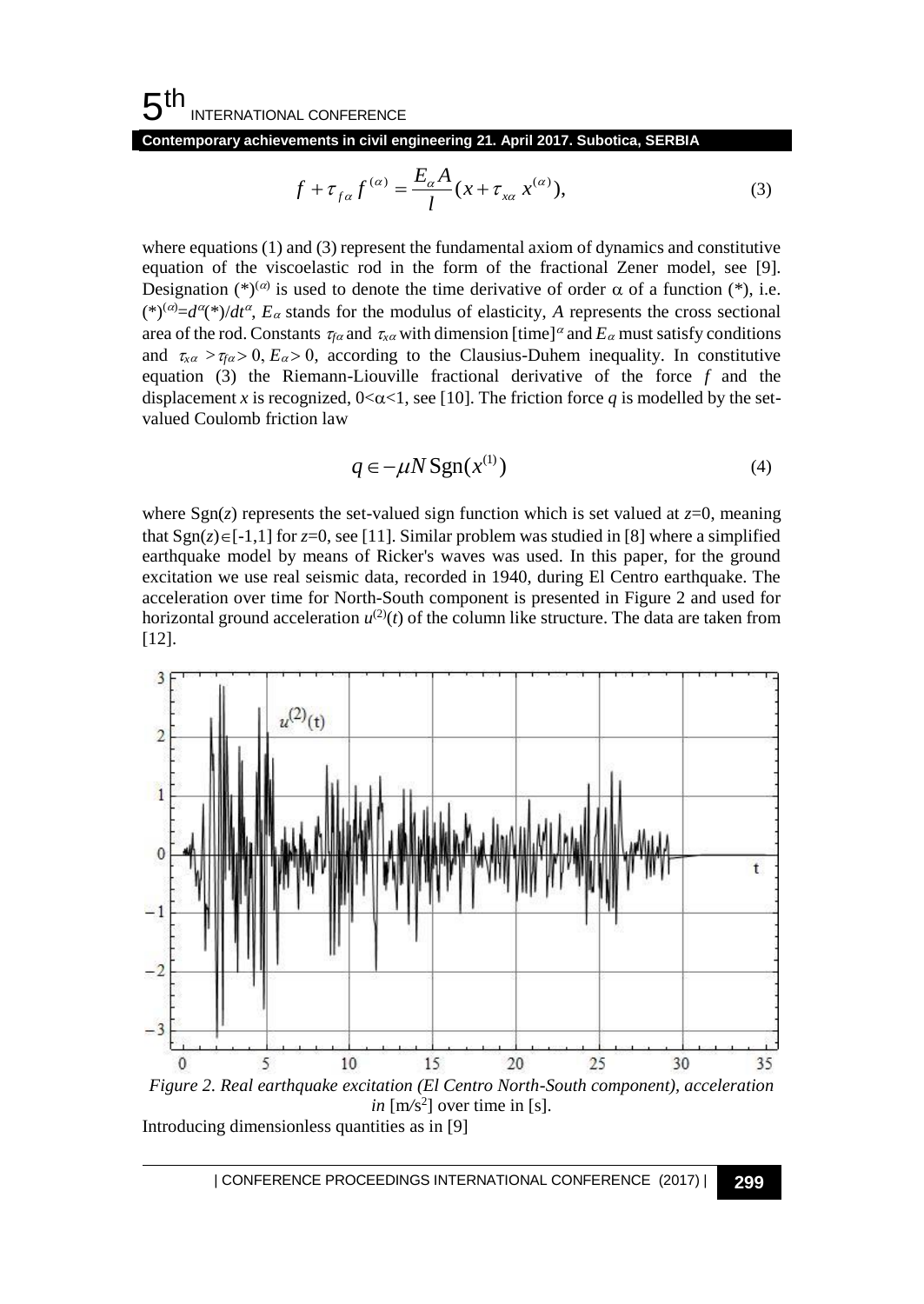$$f + \tau_{f\alpha} f^{(\alpha)} = \frac{E_\alpha A}{l}(x + \tau_{x\alpha} x^{(\alpha)}), \tag{3}$$

where equations (1) and (3) represent the fundamental axiom of dynamics and constitutive equation of the viscoelastic rod in the form of the fractional Zener model, see [9]. Designation $(*)^{(\alpha)}$ is used to denote the time derivative of order $\alpha$ of a function (*), i.e. $(*)^{(\alpha)}=d^\alpha(*)/dt^\alpha$, $E_\alpha$ stands for the modulus of elasticity, $A$ represents the cross sectional area of the rod. Constants $\tau_{f\alpha}$ and $\tau_{x\alpha}$ with dimension $[\text{time}]^\alpha$ and $E_\alpha$ must satisfy conditions and $\tau_{x\alpha} > \tau_{f\alpha} > 0$, $E_\alpha > 0$, according to the Clausius-Duhem inequality. In constitutive equation (3) the Riemann-Liouville fractional derivative of the force $f$ and the displacement $x$ is recognized, $0<\alpha<1$, see [10]. The friction force $q$ is modelled by the set-valued Coulomb friction law

$$q \in -\mu N \,\mathrm{Sgn}(x^{(1)}) \tag{4}$$

where $\mathrm{Sgn}(z)$ represents the set-valued sign function which is set valued at $z=0$, meaning that $\mathrm{Sgn}(z)\in[-1,1]$ for $z=0$, see [11]. Similar problem was studied in [8] where a simplified earthquake model by means of Ricker's waves was used. In this paper, for the ground excitation we use real seismic data, recorded in 1940, during El Centro earthquake. The acceleration over time for North-South component is presented in Figure 2 and used for horizontal ground acceleration $u^{(2)}(t)$ of the column like structure. The data are taken from [12].

*Figure 2. Real earthquake excitation (El Centro North-South component), acceleration in* [m/s$^2$] over time in [s].

Introducing dimensionless quantities as in [9]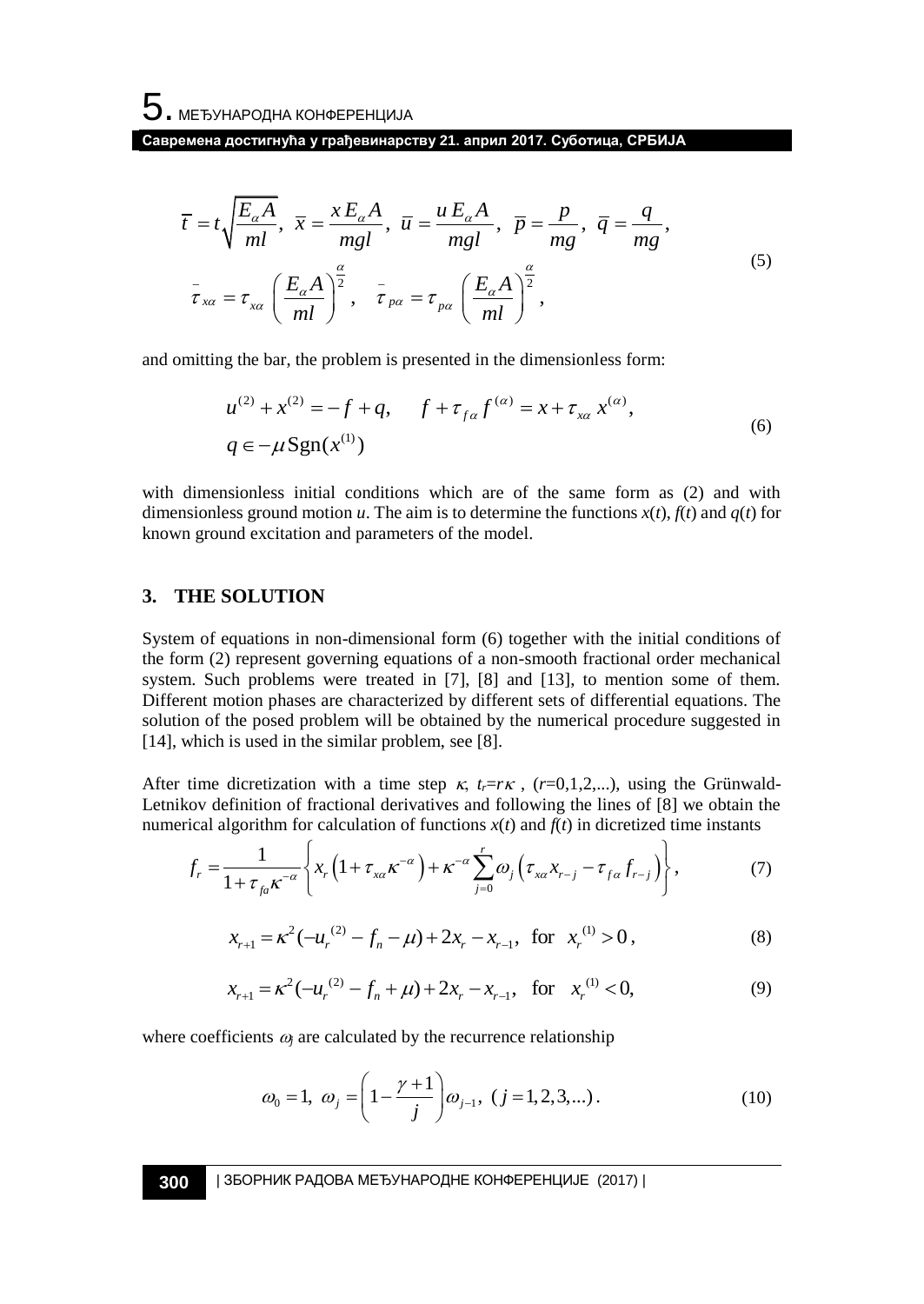$$\bar{t} = t\sqrt{\frac{E_\alpha A}{ml}},\ \ \bar{x} = \frac{x\,E_\alpha A}{mgl},\ \ \bar{u} = \frac{u\,E_\alpha A}{mgl},\ \ \bar{p} = \frac{p}{mg},\ \ \bar{q} = \frac{q}{mg},$$
$$\bar{\tau}_{x\alpha} = \tau_{x\alpha}\left(\frac{E_\alpha A}{ml}\right)^{\frac{\alpha}{2}},\quad \bar{\tau}_{p\alpha} = \tau_{p\alpha}\left(\frac{E_\alpha A}{ml}\right)^{\frac{\alpha}{2}}, \tag{5}$$

and omitting the bar, the problem is presented in the dimensionless form:

$$u^{(2)} + x^{(2)} = -f + q, \qquad f + \tau_{f\alpha} f^{(\alpha)} = x + \tau_{x\alpha}\, x^{(\alpha)},$$
$$q \in -\mu\,\mathrm{Sgn}(x^{(1)}) \tag{6}$$

with dimensionless initial conditions which are of the same form as (2) and with dimensionless ground motion $u$. The aim is to determine the functions $x(t)$, $f(t)$ and $q(t)$ for known ground excitation and parameters of the model.

## 3. THE SOLUTION

System of equations in non-dimensional form (6) together with the initial conditions of the form (2) represent governing equations of a non-smooth fractional order mechanical system. Such problems were treated in [7], [8] and [13], to mention some of them. Different motion phases are characterized by different sets of differential equations. The solution of the posed problem will be obtained by the numerical procedure suggested in [14], which is used in the similar problem, see [8].

After time dicretization with a time step $\kappa$, $t_r = r\kappa$, ($r$=0,1,2,...), using the Grünwald-Letnikov definition of fractional derivatives and following the lines of [8] we obtain the numerical algorithm for calculation of functions $x(t)$ and $f(t)$ in dicretized time instants

$$f_r = \frac{1}{1+\tau_{fa}\kappa^{-\alpha}}\left\{x_r\left(1+\tau_{x\alpha}\kappa^{-\alpha}\right) + \kappa^{-\alpha}\sum_{j=0}^{r}\omega_j\left(\tau_{x\alpha}x_{r-j} - \tau_{f\alpha}f_{r-j}\right)\right\}, \tag{7}$$

$$x_{r+1} = \kappa^2(-u_r^{(2)} - f_n - \mu) + 2x_r - x_{r-1},\ \ \text{for}\ \ x_r^{(1)} > 0\,, \tag{8}$$

$$x_{r+1} = \kappa^2(-u_r^{(2)} - f_n + \mu) + 2x_r - x_{r-1},\ \ \text{for}\ \ x_r^{(1)} < 0, \tag{9}$$

where coefficients $\omega_j$ are calculated by the recurrence relationship

$$\omega_0 = 1,\ \omega_j = \left(1 - \frac{\gamma+1}{j}\right)\omega_{j-1},\ (j = 1,2,3,...)\,. \tag{10}$$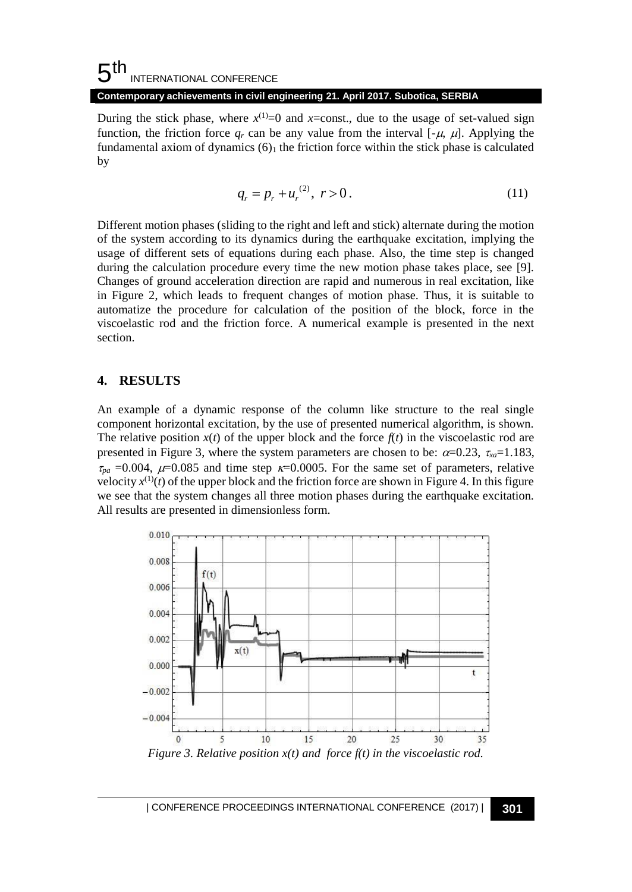During the stick phase, where $x^{(1)}=0$ and $x$=const., due to the usage of set-valued sign function, the friction force $q_r$ can be any value from the interval $[-\mu, \mu]$. Applying the fundamental axiom of dynamics $(6)_1$ the friction force within the stick phase is calculated by

$$q_r = p_r + u_r^{(2)},\ r > 0. \tag{11}$$

Different motion phases (sliding to the right and left and stick) alternate during the motion of the system according to its dynamics during the earthquake excitation, implying the usage of different sets of equations during each phase. Also, the time step is changed during the calculation procedure every time the new motion phase takes place, see [9]. Changes of ground acceleration direction are rapid and numerous in real excitation, like in Figure 2, which leads to frequent changes of motion phase. Thus, it is suitable to automatize the procedure for calculation of the position of the block, force in the viscoelastic rod and the friction force. A numerical example is presented in the next section.

## 4. RESULTS

An example of a dynamic response of the column like structure to the real single component horizontal excitation, by the use of presented numerical algorithm, is shown. The relative position $x(t)$ of the upper block and the force $f(t)$ in the viscoelastic rod are presented in Figure 3, where the system parameters are chosen to be: $\alpha$=0.23, $\tau_{xa}$=1.183, $\tau_{pa}$ =0.004, $\mu$=0.085 and time step $\kappa$=0.0005. For the same set of parameters, relative velocity $x^{(1)}(t)$ of the upper block and the friction force are shown in Figure 4. In this figure we see that the system changes all three motion phases during the earthquake excitation. All results are presented in dimensionless form.

*Figure 3. Relative position x(t) and force f(t) in the viscoelastic rod.*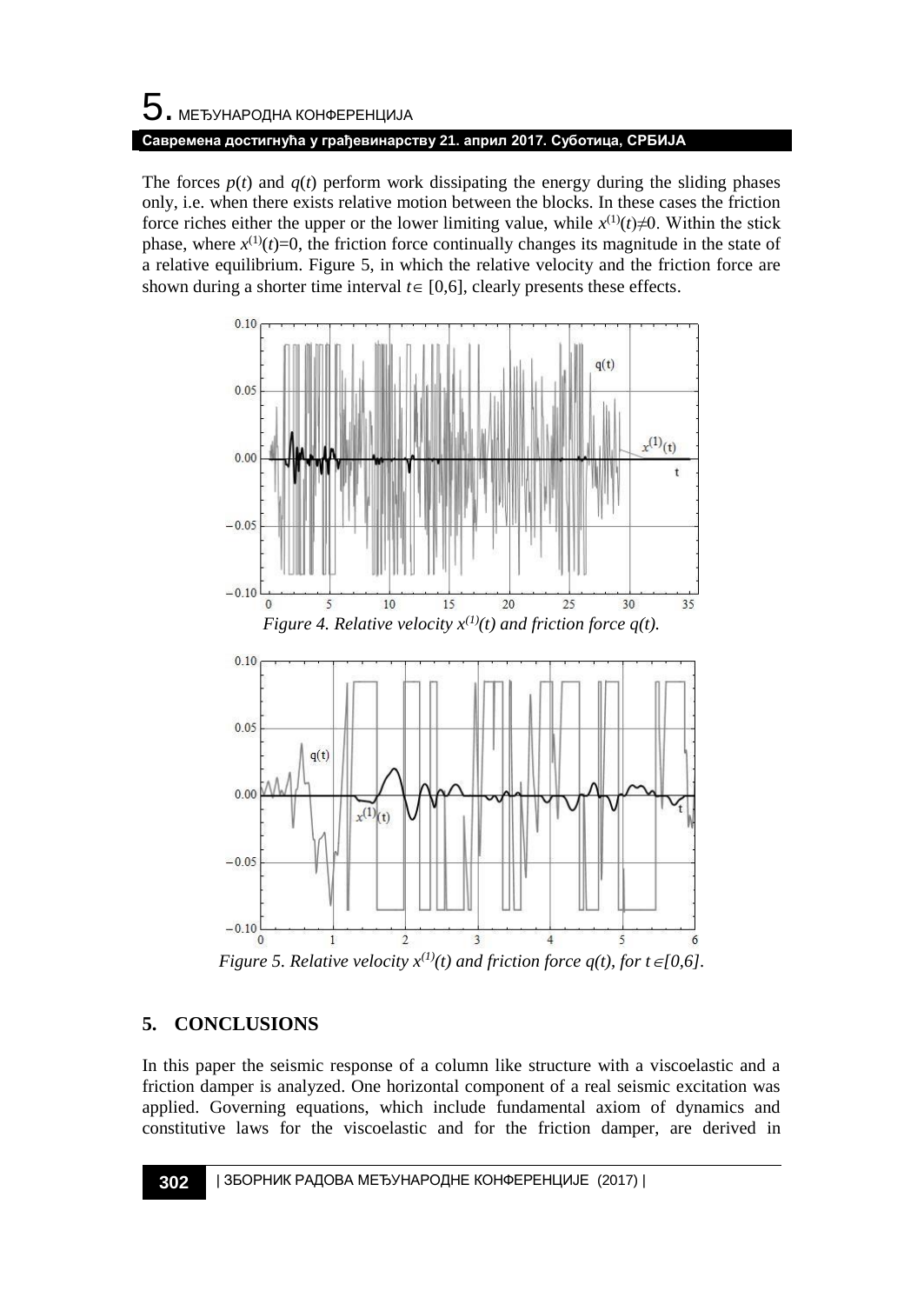The forces $p(t)$ and $q(t)$ perform work dissipating the energy during the sliding phases only, i.e. when there exists relative motion between the blocks. In these cases the friction force riches either the upper or the lower limiting value, while $x^{(1)}(t)\neq 0$. Within the stick phase, where $x^{(1)}(t)=0$, the friction force continually changes its magnitude in the state of a relative equilibrium. Figure 5, in which the relative velocity and the friction force are shown during a shorter time interval $t\in[0,6]$, clearly presents these effects.

*Figure 4. Relative velocity $x^{(1)}(t)$ and friction force $q(t)$.*

*Figure 5. Relative velocity $x^{(1)}(t)$ and friction force $q(t)$, for $t\in[0,6]$.*

## 5. CONCLUSIONS

In this paper the seismic response of a column like structure with a viscoelastic and a friction damper is analyzed. One horizontal component of a real seismic excitation was applied. Governing equations, which include fundamental axiom of dynamics and constitutive laws for the viscoelastic and for the friction damper, are derived in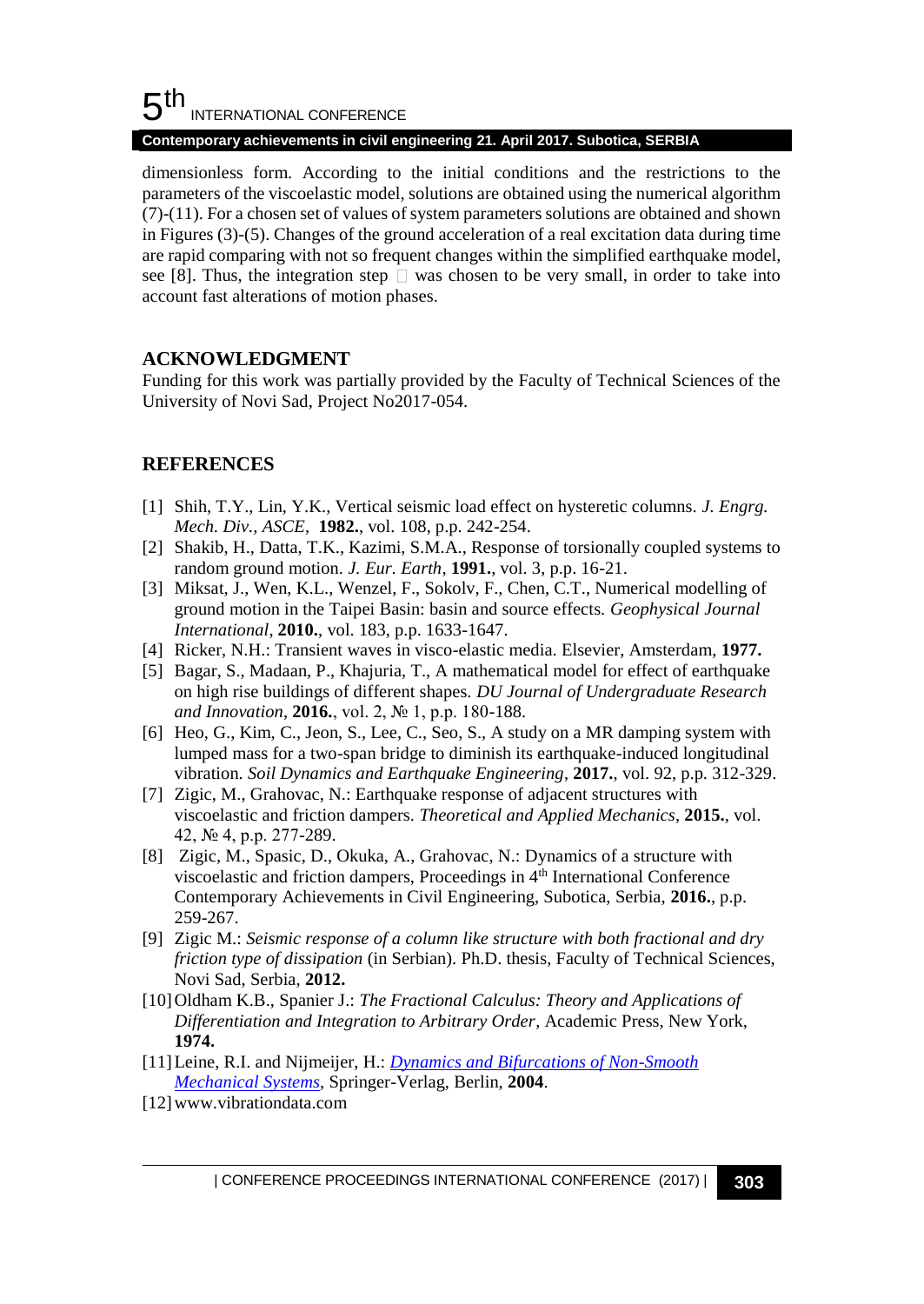dimensionless form. According to the initial conditions and the restrictions to the parameters of the viscoelastic model, solutions are obtained using the numerical algorithm (7)-(11). For a chosen set of values of system parameters solutions are obtained and shown in Figures (3)-(5). Changes of the ground acceleration of a real excitation data during time are rapid comparing with not so frequent changes within the simplified earthquake model, see [8]. Thus, the integration step was chosen to be very small, in order to take into account fast alterations of motion phases.

## ACKNOWLEDGMENT

Funding for this work was partially provided by the Faculty of Technical Sciences of the University of Novi Sad, Project No2017-054.

## REFERENCES

- [1] Shih, T.Y., Lin, Y.K., Vertical seismic load effect on hysteretic columns. *J. Engrg. Mech. Div., ASCE*, **1982.**, vol. 108, p.p. 242-254.
- [2] Shakib, H., Datta, T.K., Kazimi, S.M.A., Response of torsionally coupled systems to random ground motion. *J. Eur. Earth*, **1991.**, vol. 3, p.p. 16-21.
- [3] Miksat, J., Wen, K.L., Wenzel, F., Sokolv, F., Chen, C.T., Numerical modelling of ground motion in the Taipei Basin: basin and source effects. *Geophysical Journal International*, **2010.**, vol. 183, p.p. 1633-1647.
- [4] Ricker, N.H.: Transient waves in visco-elastic media. Elsevier, Amsterdam, **1977.**
- [5] Bagar, S., Madaan, P., Khajuria, T., A mathematical model for effect of earthquake on high rise buildings of different shapes. *DU Journal of Undergraduate Research and Innovation*, **2016.**, vol. 2, № 1, p.p. 180-188.
- [6] Heo, G., Kim, C., Jeon, S., Lee, C., Seo, S., A study on a MR damping system with lumped mass for a two-span bridge to diminish its earthquake-induced longitudinal vibration. *Soil Dynamics and Earthquake Engineering*, **2017.**, vol. 92, p.p. 312-329.
- [7] Zigic, M., Grahovac, N.: Earthquake response of adjacent structures with viscoelastic and friction dampers. *Theoretical and Applied Mechanics*, **2015.**, vol. 42, № 4, p.p. 277-289.
- [8] Zigic, M., Spasic, D., Okuka, A., Grahovac, N.: Dynamics of a structure with viscoelastic and friction dampers, Proceedings in 4th International Conference Contemporary Achievements in Civil Engineering, Subotica, Serbia, **2016.**, p.p. 259-267.
- [9] Zigic M.: *Seismic response of a column like structure with both fractional and dry friction type of dissipation* (in Serbian). Ph.D. thesis, Faculty of Technical Sciences, Novi Sad, Serbia, **2012.**
- [10] Oldham K.B., Spanier J.: *The Fractional Calculus: Theory and Applications of Differentiation and Integration to Arbitrary Order*, Academic Press, New York, **1974.**
- [11] Leine, R.I. and Nijmeijer, H.: *Dynamics and Bifurcations of Non-Smooth Mechanical Systems*, Springer-Verlag, Berlin, **2004**.
- [12] www.vibrationdata.com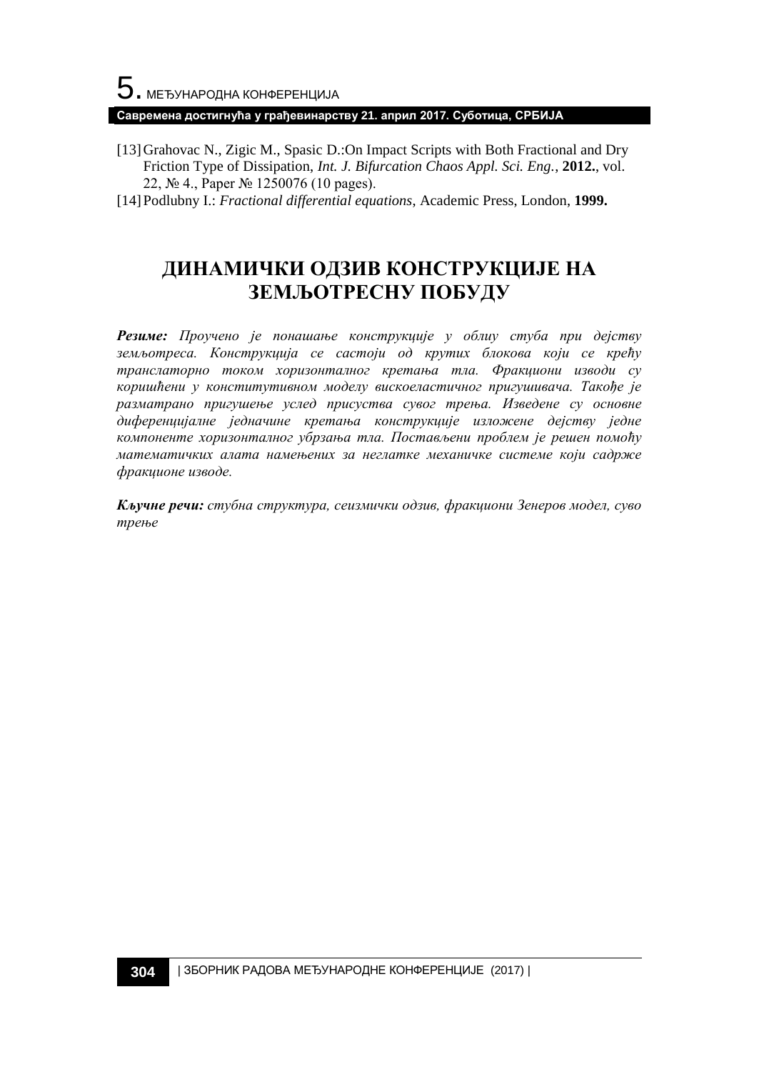[13] Grahovac N., Zigic M., Spasic D.:On Impact Scripts with Both Fractional and Dry Friction Type of Dissipation, *Int. J. Bifurcation Chaos Appl. Sci. Eng.*, **2012.**, vol. 22, № 4., Paper № 1250076 (10 pages).

[14] Podlubny I.: *Fractional differential equations*, Academic Press, London, **1999.**

# ДИНАМИЧКИ ОДЗИВ КОНСТРУКЦИЈЕ НА ЗЕМЉОТРЕСНУ ПОБУДУ

***Резиме:*** *Проучено је понашање конструкције у облиу стуба при дејству земљотреса. Конструкција се састоји од крутих блокова који се крећу транслаторно током хоризонталног кретања тла. Фракциони изводи су коришћени у конститутивном моделу вискоеластичног пригушивача. Такође је разматрано пригушење услед присуства сувог трења. Изведене су основне диференцијалне једначине кретања конструкције изложене дејству једне компоненте хоризонталног убрзања тла. Постављени проблем је решен помоћу математичких алата намењених за неглатке механичке системе који садрже фракционе изводе.*

***Кључне речи:*** *стубна структура, сеизмички одзив, фракциони Зенеров модел, суво трење*